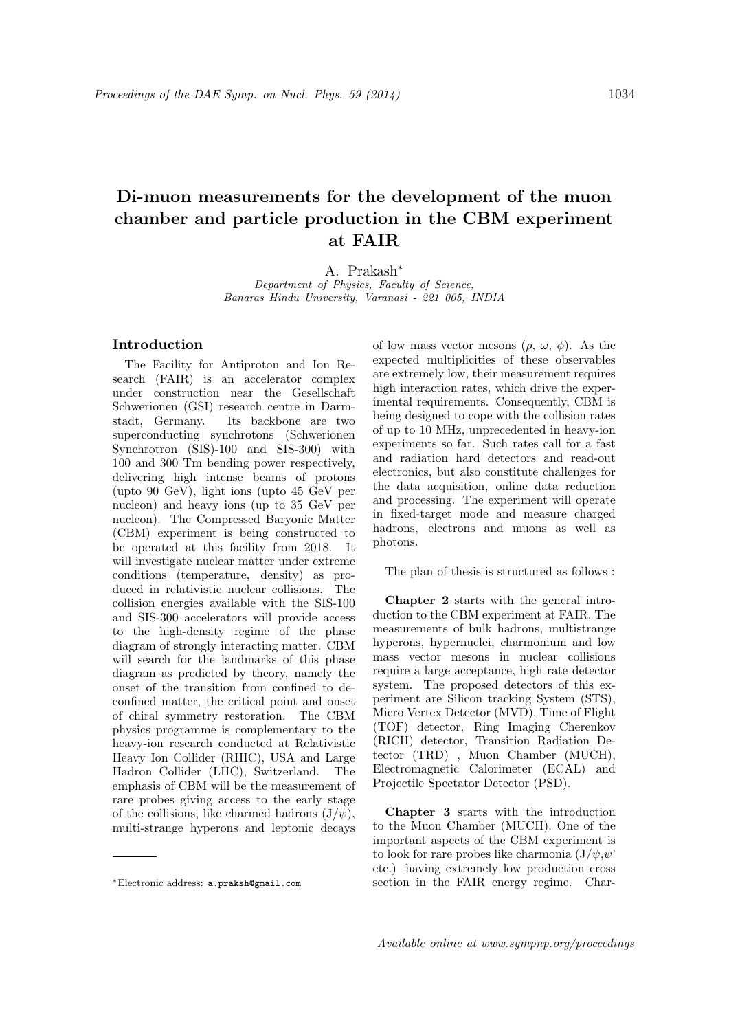# Di-muon measurements for the development of the muon chamber and particle production in the CBM experiment at FAIR

A. Prakash*

*Department of Physics, Faculty of Science, Banaras Hindu University, Varanasi - 221 005, INDIA*

## Introduction

The Facility for Antiproton and Ion Research (FAIR) is an accelerator complex under construction near the Gesellschaft Schwerionen (GSI) research centre in Darmstadt, Germany. Its backbone are two superconducting synchrotons (Schwerionen Synchrotron (SIS)-100 and SIS-300) with 100 and 300 Tm bending power respectively, delivering high intense beams of protons (upto 90 GeV), light ions (upto 45 GeV per nucleon) and heavy ions (up to 35 GeV per nucleon). The Compressed Baryonic Matter (CBM) experiment is being constructed to be operated at this facility from 2018. It will investigate nuclear matter under extreme conditions (temperature, density) as produced in relativistic nuclear collisions. The collision energies available with the SIS-100 and SIS-300 accelerators will provide access to the high-density regime of the phase diagram of strongly interacting matter. CBM will search for the landmarks of this phase diagram as predicted by theory, namely the onset of the transition from confined to deconfined matter, the critical point and onset of chiral symmetry restoration. The CBM physics programme is complementary to the heavy-ion research conducted at Relativistic Heavy Ion Collider (RHIC), USA and Large Hadron Collider (LHC), Switzerland. The emphasis of CBM will be the measurement of rare probes giving access to the early stage of the collisions, like charmed hadrons ($J/\psi$), multi-strange hyperons and leptonic decays of low mass vector mesons ($\rho$, $\omega$, $\phi$). As the expected multiplicities of these observables are extremely low, their measurement requires high interaction rates, which drive the experimental requirements. Consequently, CBM is being designed to cope with the collision rates of up to 10 MHz, unprecedented in heavy-ion experiments so far. Such rates call for a fast and radiation hard detectors and read-out electronics, but also constitute challenges for the data acquisition, online data reduction and processing. The experiment will operate in fixed-target mode and measure charged hadrons, electrons and muons as well as photons.

The plan of thesis is structured as follows :

**Chapter 2** starts with the general introduction to the CBM experiment at FAIR. The measurements of bulk hadrons, multistrange hyperons, hypernuclei, charmonium and low mass vector mesons in nuclear collisions require a large acceptance, high rate detector system. The proposed detectors of this experiment are Silicon tracking System (STS), Micro Vertex Detector (MVD), Time of Flight (TOF) detector, Ring Imaging Cherenkov (RICH) detector, Transition Radiation Detector (TRD) , Muon Chamber (MUCH), Electromagnetic Calorimeter (ECAL) and Projectile Spectator Detector (PSD).

**Chapter 3** starts with the introduction to the Muon Chamber (MUCH). One of the important aspects of the CBM experiment is to look for rare probes like charmonia ($J/\psi$,$\psi$' etc.) having extremely low production cross section in the FAIR energy regime. Char-

*Electronic address: a.praksh@gmail.com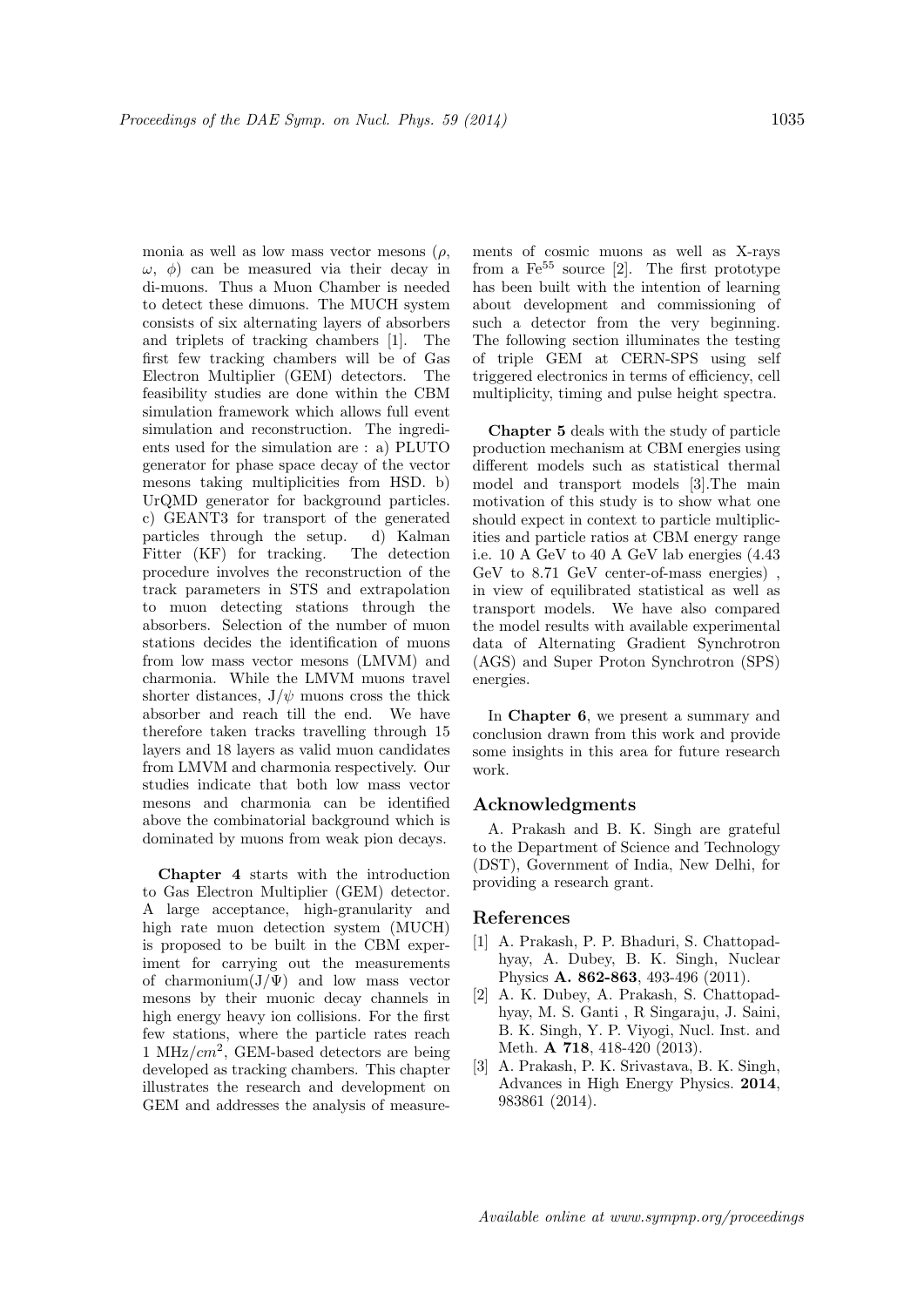monia as well as low mass vector mesons ($\rho$, $\omega$, $\phi$) can be measured via their decay in di-muons. Thus a Muon Chamber is needed to detect these dimuons. The MUCH system consists of six alternating layers of absorbers and triplets of tracking chambers [1]. The first few tracking chambers will be of Gas Electron Multiplier (GEM) detectors. The feasibility studies are done within the CBM simulation framework which allows full event simulation and reconstruction. The ingredients used for the simulation are : a) PLUTO generator for phase space decay of the vector mesons taking multiplicities from HSD. b) UrQMD generator for background particles. c) GEANT3 for transport of the generated particles through the setup. d) Kalman Fitter (KF) for tracking. The detection procedure involves the reconstruction of the track parameters in STS and extrapolation to muon detecting stations through the absorbers. Selection of the number of muon stations decides the identification of muons from low mass vector mesons (LMVM) and charmonia. While the LMVM muons travel shorter distances, $J/\psi$ muons cross the thick absorber and reach till the end. We have therefore taken tracks travelling through 15 layers and 18 layers as valid muon candidates from LMVM and charmonia respectively. Our studies indicate that both low mass vector mesons and charmonia can be identified above the combinatorial background which is dominated by muons from weak pion decays.

**Chapter 4** starts with the introduction to Gas Electron Multiplier (GEM) detector. A large acceptance, high-granularity and high rate muon detection system (MUCH) is proposed to be built in the CBM experiment for carrying out the measurements of charmonium($J/\Psi$) and low mass vector mesons by their muonic decay channels in high energy heavy ion collisions. For the first few stations, where the particle rates reach 1 MHz/$cm^2$, GEM-based detectors are being developed as tracking chambers. This chapter illustrates the research and development on GEM and addresses the analysis of measurements of cosmic muons as well as X-rays from a $Fe^{55}$ source [2]. The first prototype has been built with the intention of learning about development and commissioning of such a detector from the very beginning. The following section illuminates the testing of triple GEM at CERN-SPS using self triggered electronics in terms of efficiency, cell multiplicity, timing and pulse height spectra.

**Chapter 5** deals with the study of particle production mechanism at CBM energies using different models such as statistical thermal model and transport models [3].The main motivation of this study is to show what one should expect in context to particle multiplicities and particle ratios at CBM energy range i.e. 10 A GeV to 40 A GeV lab energies (4.43 GeV to 8.71 GeV center-of-mass energies) , in view of equilibrated statistical as well as transport models. We have also compared the model results with available experimental data of Alternating Gradient Synchrotron (AGS) and Super Proton Synchrotron (SPS) energies.

In **Chapter 6**, we present a summary and conclusion drawn from this work and provide some insights in this area for future research work.

## Acknowledgments

A. Prakash and B. K. Singh are grateful to the Department of Science and Technology (DST), Government of India, New Delhi, for providing a research grant.

## References

[1] A. Prakash, P. P. Bhaduri, S. Chattopadhyay, A. Dubey, B. K. Singh, Nuclear Physics **A. 862-863**, 493-496 (2011).

[2] A. K. Dubey, A. Prakash, S. Chattopadhyay, M. S. Ganti , R Singaraju, J. Saini, B. K. Singh, Y. P. Viyogi, Nucl. Inst. and Meth. **A 718**, 418-420 (2013).

[3] A. Prakash, P. K. Srivastava, B. K. Singh, Advances in High Energy Physics. **2014**, 983861 (2014).